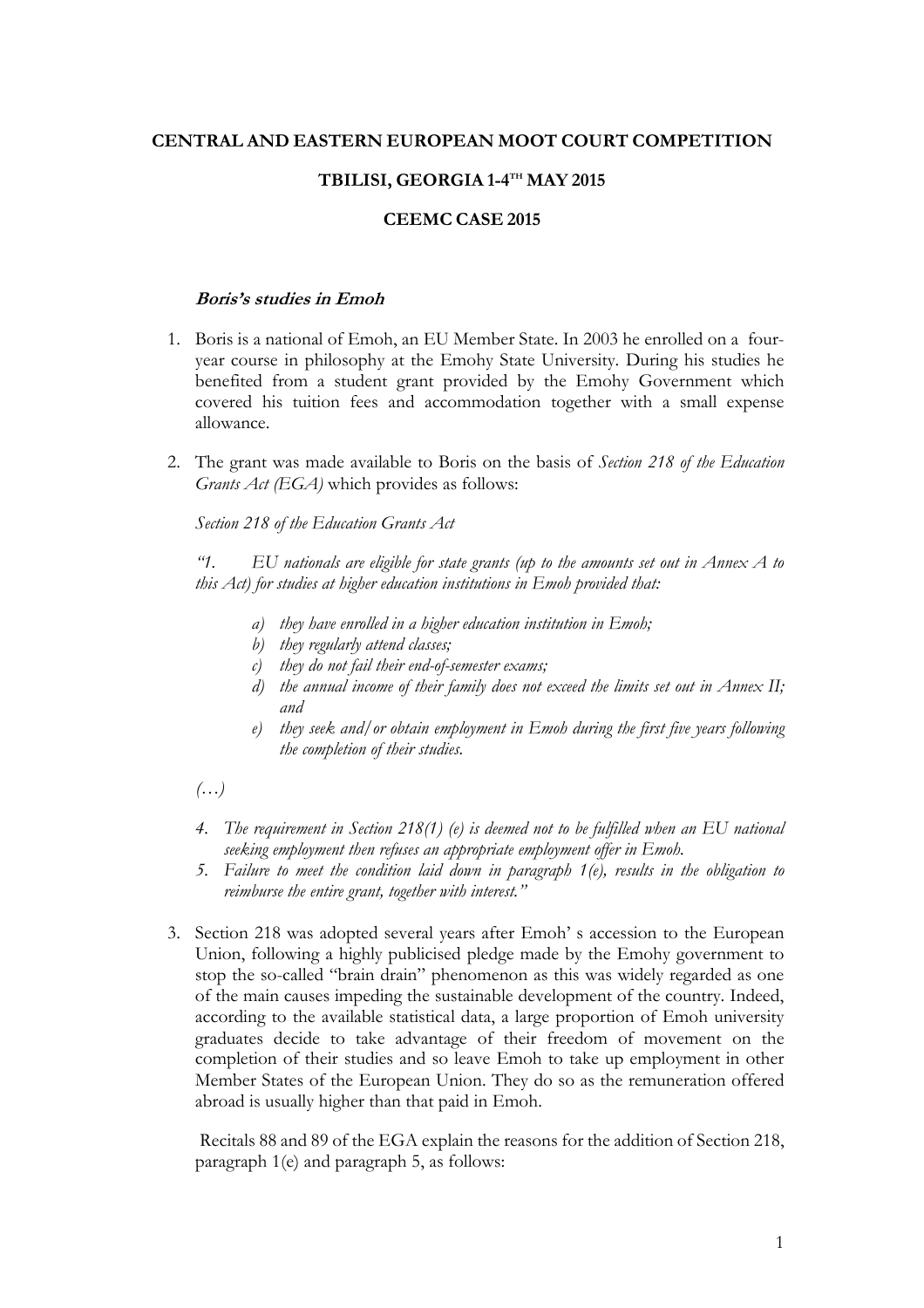**CENTRAL AND EASTERN EUROPEAN MOOT COURT COMPETITION**

**TBILISI, GEORGIA 1-4TH MAY 2015**

**CEEMC CASE 2015**

***Boris's studies in Emoh***

1. Boris is a national of Emoh, an EU Member State. In 2003 he enrolled on a four-year course in philosophy at the Emohy State University. During his studies he benefited from a student grant provided by the Emohy Government which covered his tuition fees and accommodation together with a small expense allowance.

2. The grant was made available to Boris on the basis of *Section 218 of the Education Grants Act (EGA)* which provides as follows:

   *Section 218 of the Education Grants Act*

   *"1. EU nationals are eligible for state grants (up to the amounts set out in Annex A to this Act) for studies at higher education institutions in Emoh provided that:*

   *a) they have enrolled in a higher education institution in Emoh;*
   *b) they regularly attend classes;*
   *c) they do not fail their end-of-semester exams;*
   *d) the annual income of their family does not exceed the limits set out in Annex II; and*
   *e) they seek and/or obtain employment in Emoh during the first five years following the completion of their studies.*

   *(…)*

   *4. The requirement in Section 218(1) (e) is deemed not to be fulfilled when an EU national seeking employment then refuses an appropriate employment offer in Emoh.*

   *5. Failure to meet the condition laid down in paragraph 1(e), results in the obligation to reimburse the entire grant, together with interest."*

3. Section 218 was adopted several years after Emoh' s accession to the European Union, following a highly publicised pledge made by the Emohy government to stop the so-called "brain drain" phenomenon as this was widely regarded as one of the main causes impeding the sustainable development of the country. Indeed, according to the available statistical data, a large proportion of Emoh university graduates decide to take advantage of their freedom of movement on the completion of their studies and so leave Emoh to take up employment in other Member States of the European Union. They do so as the remuneration offered abroad is usually higher than that paid in Emoh.

   Recitals 88 and 89 of the EGA explain the reasons for the addition of Section 218, paragraph 1(e) and paragraph 5, as follows: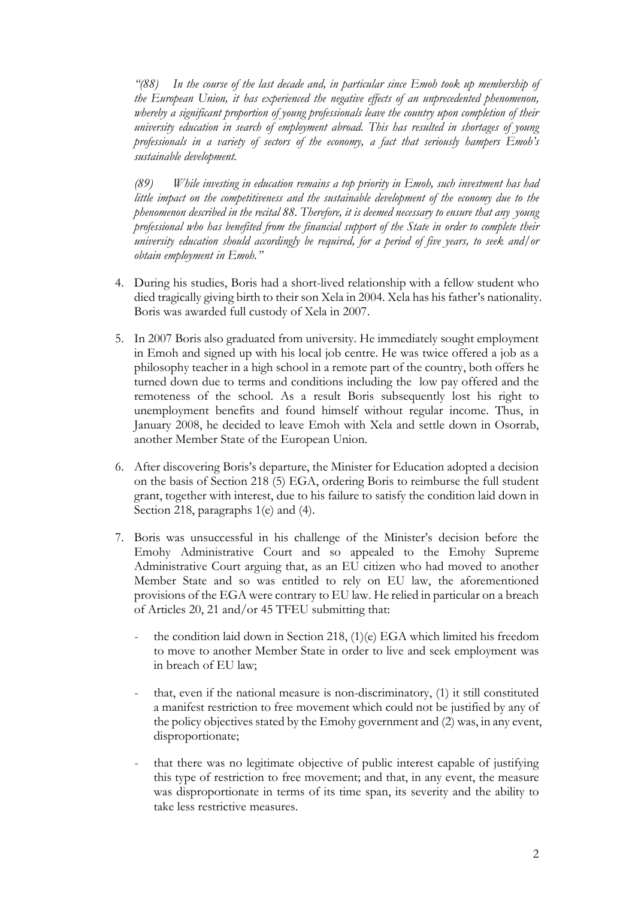*"(88) In the course of the last decade and, in particular since Emoh took up membership of the European Union, it has experienced the negative effects of an unprecedented phenomenon, whereby a significant proportion of young professionals leave the country upon completion of their university education in search of employment abroad. This has resulted in shortages of young professionals in a variety of sectors of the economy, a fact that seriously hampers Emoh's sustainable development.*

*(89) While investing in education remains a top priority in Emoh, such investment has had little impact on the competitiveness and the sustainable development of the economy due to the phenomenon described in the recital 88. Therefore, it is deemed necessary to ensure that any young professional who has benefited from the financial support of the State in order to complete their university education should accordingly be required, for a period of five years, to seek and/or obtain employment in Emoh."*

4. During his studies, Boris had a short-lived relationship with a fellow student who died tragically giving birth to their son Xela in 2004. Xela has his father's nationality. Boris was awarded full custody of Xela in 2007.

5. In 2007 Boris also graduated from university. He immediately sought employment in Emoh and signed up with his local job centre. He was twice offered a job as a philosophy teacher in a high school in a remote part of the country, both offers he turned down due to terms and conditions including the low pay offered and the remoteness of the school. As a result Boris subsequently lost his right to unemployment benefits and found himself without regular income. Thus, in January 2008, he decided to leave Emoh with Xela and settle down in Osorrab, another Member State of the European Union.

6. After discovering Boris's departure, the Minister for Education adopted a decision on the basis of Section 218 (5) EGA, ordering Boris to reimburse the full student grant, together with interest, due to his failure to satisfy the condition laid down in Section 218, paragraphs 1(e) and (4).

7. Boris was unsuccessful in his challenge of the Minister's decision before the Emohy Administrative Court and so appealed to the Emohy Supreme Administrative Court arguing that, as an EU citizen who had moved to another Member State and so was entitled to rely on EU law, the aforementioned provisions of the EGA were contrary to EU law. He relied in particular on a breach of Articles 20, 21 and/or 45 TFEU submitting that:

   - the condition laid down in Section 218, (1)(e) EGA which limited his freedom to move to another Member State in order to live and seek employment was in breach of EU law;

   - that, even if the national measure is non-discriminatory, (1) it still constituted a manifest restriction to free movement which could not be justified by any of the policy objectives stated by the Emohy government and (2) was, in any event, disproportionate;

   - that there was no legitimate objective of public interest capable of justifying this type of restriction to free movement; and that, in any event, the measure was disproportionate in terms of its time span, its severity and the ability to take less restrictive measures.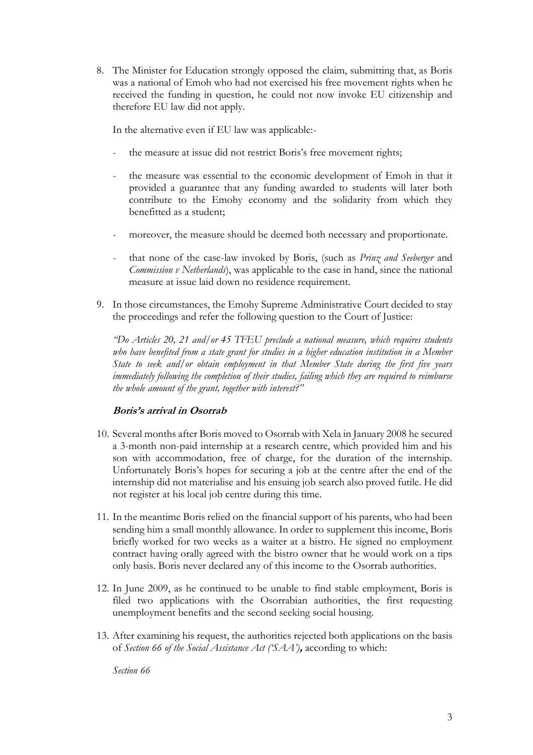8. The Minister for Education strongly opposed the claim, submitting that, as Boris was a national of Emoh who had not exercised his free movement rights when he received the funding in question, he could not now invoke EU citizenship and therefore EU law did not apply.

   In the alternative even if EU law was applicable:-

   - the measure at issue did not restrict Boris's free movement rights;
   - the measure was essential to the economic development of Emoh in that it provided a guarantee that any funding awarded to students will later both contribute to the Emohy economy and the solidarity from which they benefitted as a student;
   - moreover, the measure should be deemed both necessary and proportionate.
   - that none of the case-law invoked by Boris, (such as *Prinz and Seeberger* and *Commission v Netherlands*), was applicable to the case in hand, since the national measure at issue laid down no residence requirement.

9. In those circumstances, the Emohy Supreme Administrative Court decided to stay the proceedings and refer the following question to the Court of Justice:

   *"Do Articles 20, 21 and/or 45 TFEU preclude a national measure, which requires students who have benefited from a state grant for studies in a higher education institution in a Member State to seek and/or obtain employment in that Member State during the first five years immediately following the completion of their studies, failing which they are required to reimburse the whole amount of the grant, together with interest?"*

***Boris's arrival in Osorrab***

10. Several months after Boris moved to Osorrab with Xela in January 2008 he secured a 3-month non-paid internship at a research centre, which provided him and his son with accommodation, free of charge, for the duration of the internship. Unfortunately Boris's hopes for securing a job at the centre after the end of the internship did not materialise and his ensuing job search also proved futile. He did not register at his local job centre during this time.

11. In the meantime Boris relied on the financial support of his parents, who had been sending him a small monthly allowance. In order to supplement this income, Boris briefly worked for two weeks as a waiter at a bistro. He signed no employment contract having orally agreed with the bistro owner that he would work on a tips only basis. Boris never declared any of this income to the Osorrab authorities.

12. In June 2009, as he continued to be unable to find stable employment, Boris is filed two applications with the Osorrabian authorities, the first requesting unemployment benefits and the second seeking social housing.

13. After examining his request, the authorities rejected both applications on the basis of *Section 66 of the Social Assistance Act ('SAA')***,** according to which:

    *Section 66*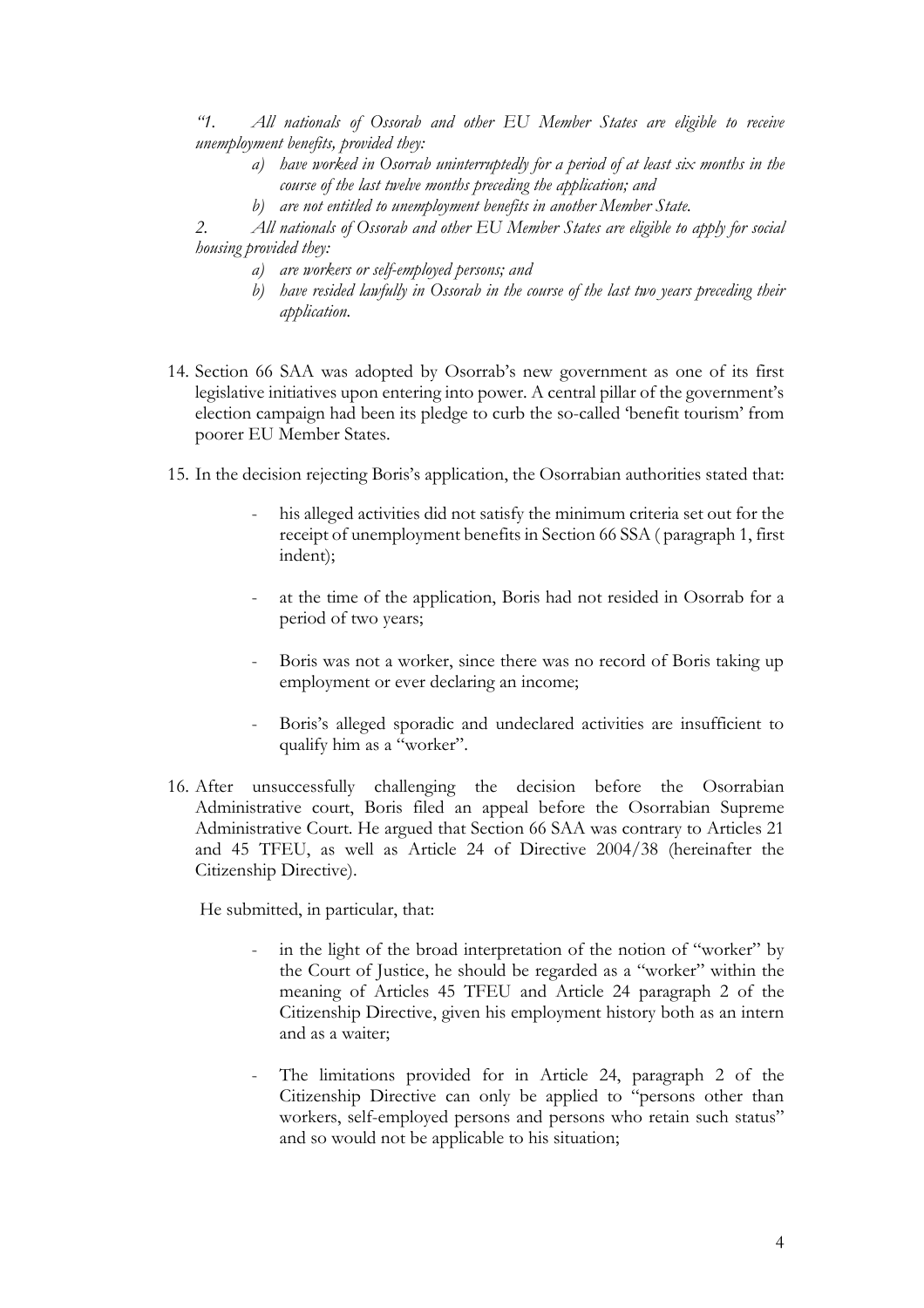*"1. All nationals of Ossorab and other EU Member States are eligible to receive unemployment benefits, provided they:*

*a) have worked in Osorrab uninterruptedly for a period of at least six months in the course of the last twelve months preceding the application; and*

*b) are not entitled to unemployment benefits in another Member State.*

*2. All nationals of Ossorab and other EU Member States are eligible to apply for social housing provided they:*

*a) are workers or self-employed persons; and*

*b) have resided lawfully in Ossorab in the course of the last two years preceding their application.*

14. Section 66 SAA was adopted by Osorrab's new government as one of its first legislative initiatives upon entering into power. A central pillar of the government's election campaign had been its pledge to curb the so-called 'benefit tourism' from poorer EU Member States.

15. In the decision rejecting Boris's application, the Osorrabian authorities stated that:

    - his alleged activities did not satisfy the minimum criteria set out for the receipt of unemployment benefits in Section 66 SSA ( paragraph 1, first indent);

    - at the time of the application, Boris had not resided in Osorrab for a period of two years;

    - Boris was not a worker, since there was no record of Boris taking up employment or ever declaring an income;

    - Boris's alleged sporadic and undeclared activities are insufficient to qualify him as a "worker".

16. After unsuccessfully challenging the decision before the Osorrabian Administrative court, Boris filed an appeal before the Osorrabian Supreme Administrative Court. He argued that Section 66 SAA was contrary to Articles 21 and 45 TFEU, as well as Article 24 of Directive 2004/38 (hereinafter the Citizenship Directive).

    He submitted, in particular, that:

    - in the light of the broad interpretation of the notion of "worker" by the Court of Justice, he should be regarded as a "worker" within the meaning of Articles 45 TFEU and Article 24 paragraph 2 of the Citizenship Directive, given his employment history both as an intern and as a waiter;

    - The limitations provided for in Article 24, paragraph 2 of the Citizenship Directive can only be applied to "persons other than workers, self-employed persons and persons who retain such status" and so would not be applicable to his situation;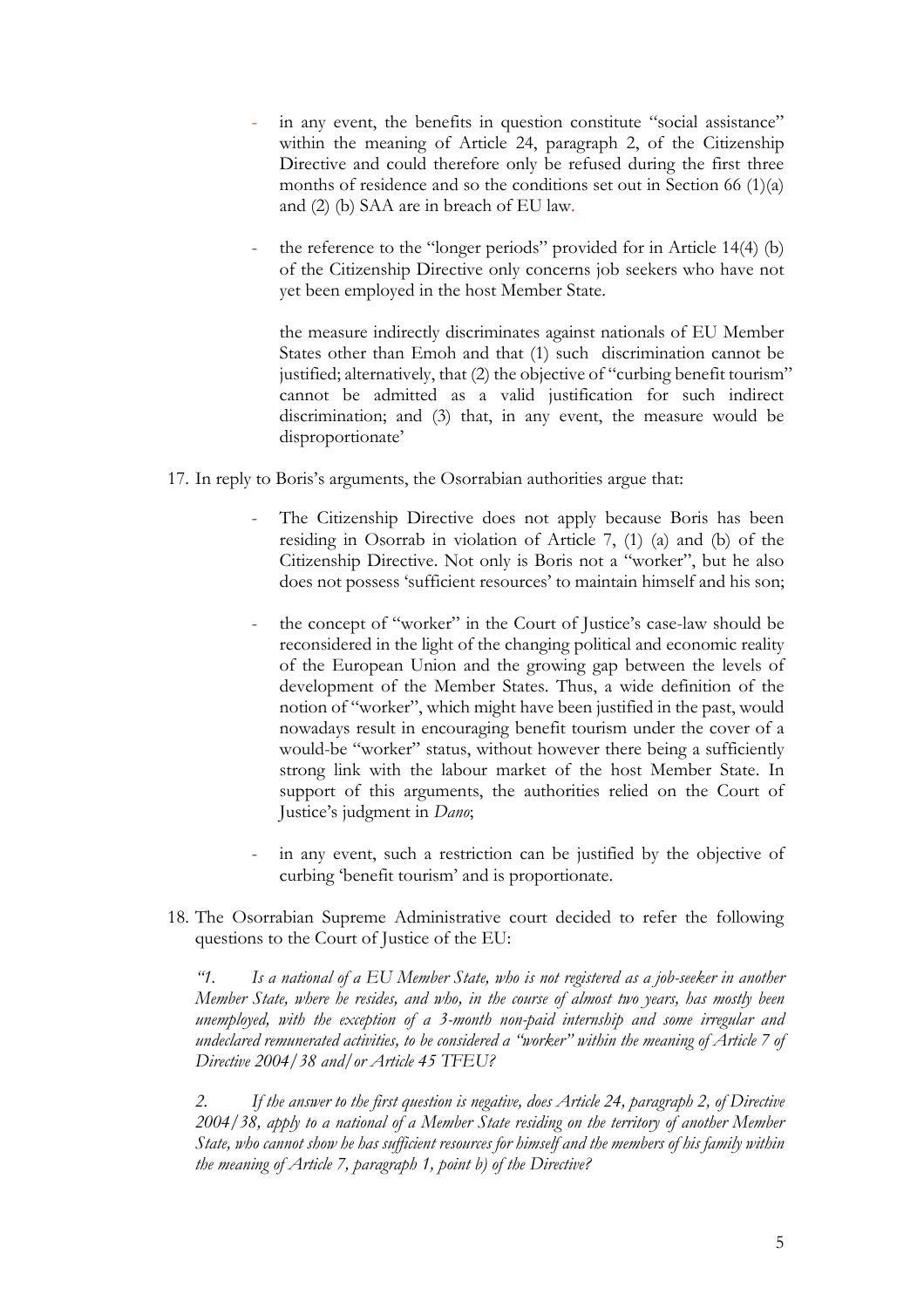- in any event, the benefits in question constitute "social assistance" within the meaning of Article 24, paragraph 2, of the Citizenship Directive and could therefore only be refused during the first three months of residence and so the conditions set out in Section 66 (1)(a) and (2) (b) SAA are in breach of EU law.

- the reference to the "longer periods" provided for in Article 14(4) (b) of the Citizenship Directive only concerns job seekers who have not yet been employed in the host Member State.

  the measure indirectly discriminates against nationals of EU Member States other than Emoh and that (1) such discrimination cannot be justified; alternatively, that (2) the objective of "curbing benefit tourism" cannot be admitted as a valid justification for such indirect discrimination; and (3) that, in any event, the measure would be disproportionate'

17. In reply to Boris's arguments, the Osorrabian authorities argue that:

    - The Citizenship Directive does not apply because Boris has been residing in Osorrab in violation of Article 7, (1) (a) and (b) of the Citizenship Directive. Not only is Boris not a "worker", but he also does not possess 'sufficient resources' to maintain himself and his son;

    - the concept of "worker" in the Court of Justice's case-law should be reconsidered in the light of the changing political and economic reality of the European Union and the growing gap between the levels of development of the Member States. Thus, a wide definition of the notion of "worker", which might have been justified in the past, would nowadays result in encouraging benefit tourism under the cover of a would-be "worker" status, without however there being a sufficiently strong link with the labour market of the host Member State. In support of this arguments, the authorities relied on the Court of Justice's judgment in *Dano*;

    - in any event, such a restriction can be justified by the objective of curbing 'benefit tourism' and is proportionate.

18. The Osorrabian Supreme Administrative court decided to refer the following questions to the Court of Justice of the EU:

    *"1. Is a national of a EU Member State, who is not registered as a job-seeker in another Member State, where he resides, and who, in the course of almost two years, has mostly been unemployed, with the exception of a 3-month non-paid internship and some irregular and undeclared remunerated activities, to be considered a "worker" within the meaning of Article 7 of Directive 2004/38 and/or Article 45 TFEU?*

    *2. If the answer to the first question is negative, does Article 24, paragraph 2, of Directive 2004/38, apply to a national of a Member State residing on the territory of another Member State, who cannot show he has sufficient resources for himself and the members of his family within the meaning of Article 7, paragraph 1, point b) of the Directive?*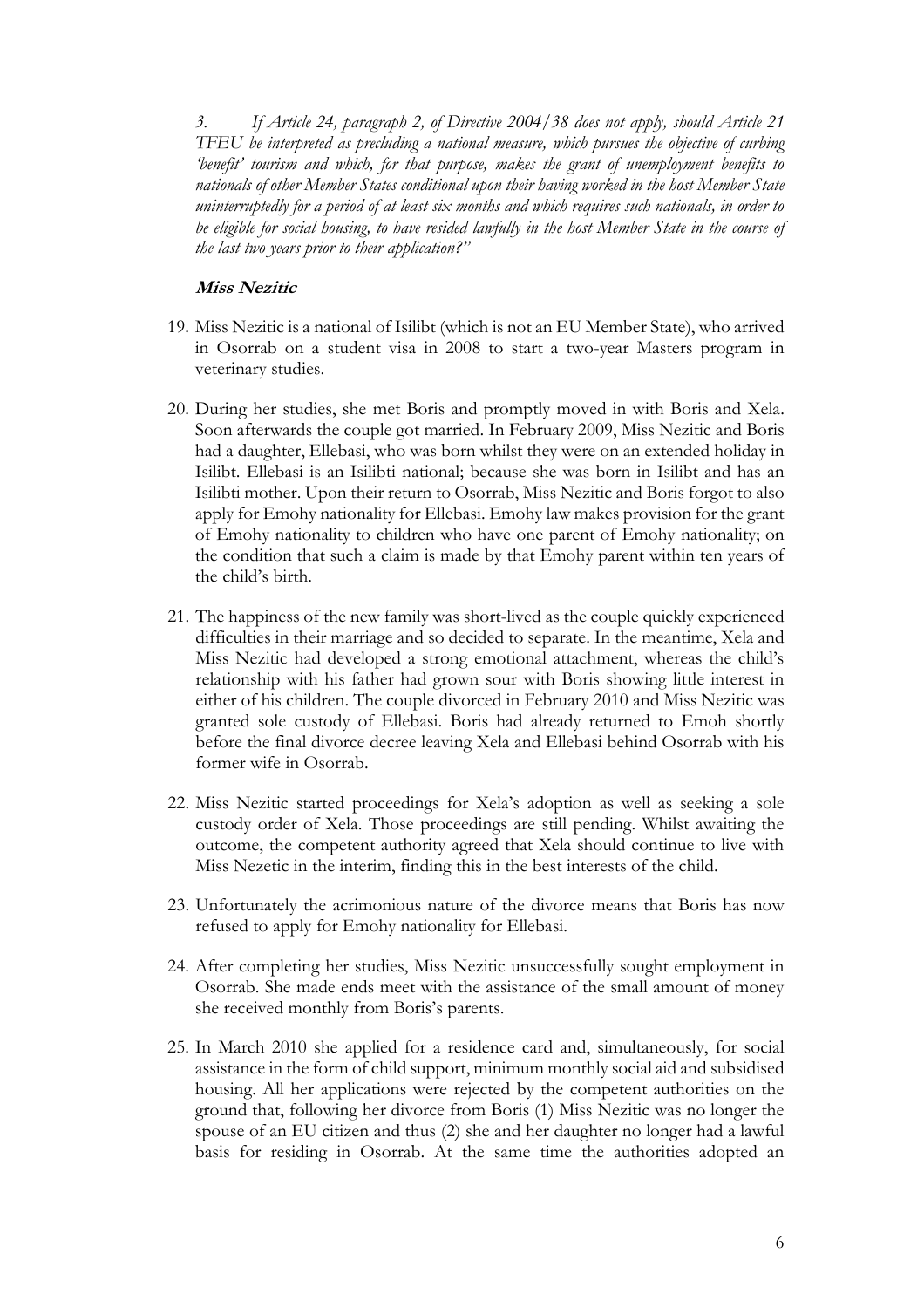*3. If Article 24, paragraph 2, of Directive 2004/38 does not apply, should Article 21 TFEU be interpreted as precluding a national measure, which pursues the objective of curbing 'benefit' tourism and which, for that purpose, makes the grant of unemployment benefits to nationals of other Member States conditional upon their having worked in the host Member State uninterruptedly for a period of at least six months and which requires such nationals, in order to be eligible for social housing, to have resided lawfully in the host Member State in the course of the last two years prior to their application?"*

### *Miss Nezitic*

19. Miss Nezitic is a national of Isilibt (which is not an EU Member State), who arrived in Osorrab on a student visa in 2008 to start a two-year Masters program in veterinary studies.

20. During her studies, she met Boris and promptly moved in with Boris and Xela. Soon afterwards the couple got married. In February 2009, Miss Nezitic and Boris had a daughter, Ellebasi, who was born whilst they were on an extended holiday in Isilibt. Ellebasi is an Isilibti national; because she was born in Isilibt and has an Isilibti mother. Upon their return to Osorrab, Miss Nezitic and Boris forgot to also apply for Emohy nationality for Ellebasi. Emohy law makes provision for the grant of Emohy nationality to children who have one parent of Emohy nationality; on the condition that such a claim is made by that Emohy parent within ten years of the child's birth.

21. The happiness of the new family was short-lived as the couple quickly experienced difficulties in their marriage and so decided to separate. In the meantime, Xela and Miss Nezitic had developed a strong emotional attachment, whereas the child's relationship with his father had grown sour with Boris showing little interest in either of his children. The couple divorced in February 2010 and Miss Nezitic was granted sole custody of Ellebasi. Boris had already returned to Emoh shortly before the final divorce decree leaving Xela and Ellebasi behind Osorrab with his former wife in Osorrab.

22. Miss Nezitic started proceedings for Xela's adoption as well as seeking a sole custody order of Xela. Those proceedings are still pending. Whilst awaiting the outcome, the competent authority agreed that Xela should continue to live with Miss Nezetic in the interim, finding this in the best interests of the child.

23. Unfortunately the acrimonious nature of the divorce means that Boris has now refused to apply for Emohy nationality for Ellebasi.

24. After completing her studies, Miss Nezitic unsuccessfully sought employment in Osorrab. She made ends meet with the assistance of the small amount of money she received monthly from Boris's parents.

25. In March 2010 she applied for a residence card and, simultaneously, for social assistance in the form of child support, minimum monthly social aid and subsidised housing. All her applications were rejected by the competent authorities on the ground that, following her divorce from Boris (1) Miss Nezitic was no longer the spouse of an EU citizen and thus (2) she and her daughter no longer had a lawful basis for residing in Osorrab. At the same time the authorities adopted an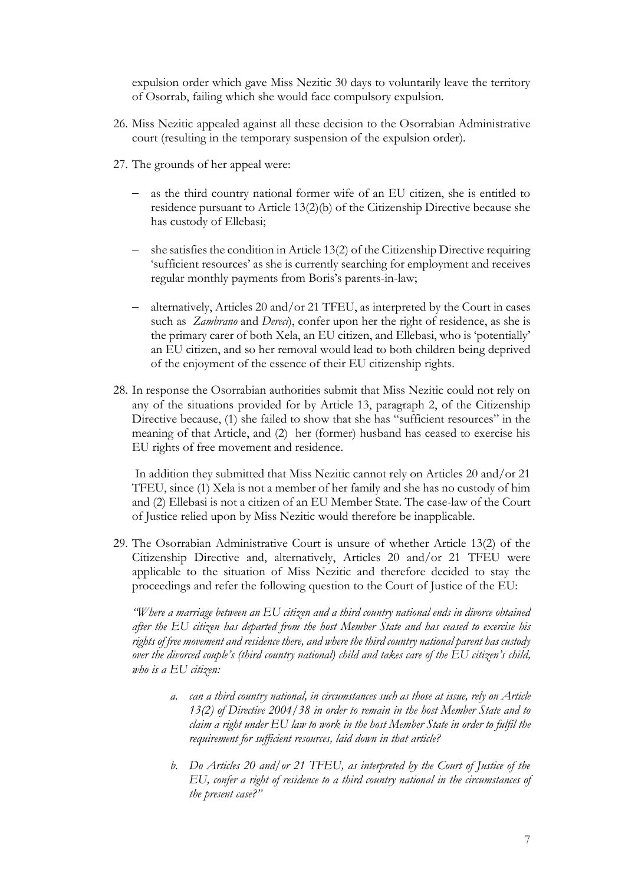expulsion order which gave Miss Nezitic 30 days to voluntarily leave the territory of Osorrab, failing which she would face compulsory expulsion.

26. Miss Nezitic appealed against all these decision to the Osorrabian Administrative court (resulting in the temporary suspension of the expulsion order).

27. The grounds of her appeal were:

    - as the third country national former wife of an EU citizen, she is entitled to residence pursuant to Article 13(2)(b) of the Citizenship Directive because she has custody of Ellebasi;

    - she satisfies the condition in Article 13(2) of the Citizenship Directive requiring 'sufficient resources' as she is currently searching for employment and receives regular monthly payments from Boris's parents-in-law;

    - alternatively, Articles 20 and/or 21 TFEU, as interpreted by the Court in cases such as *Zambrano* and *Dereci*), confer upon her the right of residence, as she is the primary carer of both Xela, an EU citizen, and Ellebasi, who is 'potentially' an EU citizen, and so her removal would lead to both children being deprived of the enjoyment of the essence of their EU citizenship rights.

28. In response the Osorrabian authorities submit that Miss Nezitic could not rely on any of the situations provided for by Article 13, paragraph 2, of the Citizenship Directive because, (1) she failed to show that she has "sufficient resources" in the meaning of that Article, and (2) her (former) husband has ceased to exercise his EU rights of free movement and residence.

    In addition they submitted that Miss Nezitic cannot rely on Articles 20 and/or 21 TFEU, since (1) Xela is not a member of her family and she has no custody of him and (2) Ellebasi is not a citizen of an EU Member State. The case-law of the Court of Justice relied upon by Miss Nezitic would therefore be inapplicable.

29. The Osorrabian Administrative Court is unsure of whether Article 13(2) of the Citizenship Directive and, alternatively, Articles 20 and/or 21 TFEU were applicable to the situation of Miss Nezitic and therefore decided to stay the proceedings and refer the following question to the Court of Justice of the EU:

    *"Where a marriage between an EU citizen and a third country national ends in divorce obtained after the EU citizen has departed from the host Member State and has ceased to exercise his rights of free movement and residence there, and where the third country national parent has custody over the divorced couple's (third country national) child and takes care of the EU citizen's child, who is a EU citizen:*

    *a. can a third country national, in circumstances such as those at issue, rely on Article 13(2) of Directive 2004/38 in order to remain in the host Member State and to claim a right under EU law to work in the host Member State in order to fulfil the requirement for sufficient resources, laid down in that article?*

    *b. Do Articles 20 and/or 21 TFEU, as interpreted by the Court of Justice of the EU, confer a right of residence to a third country national in the circumstances of the present case?"*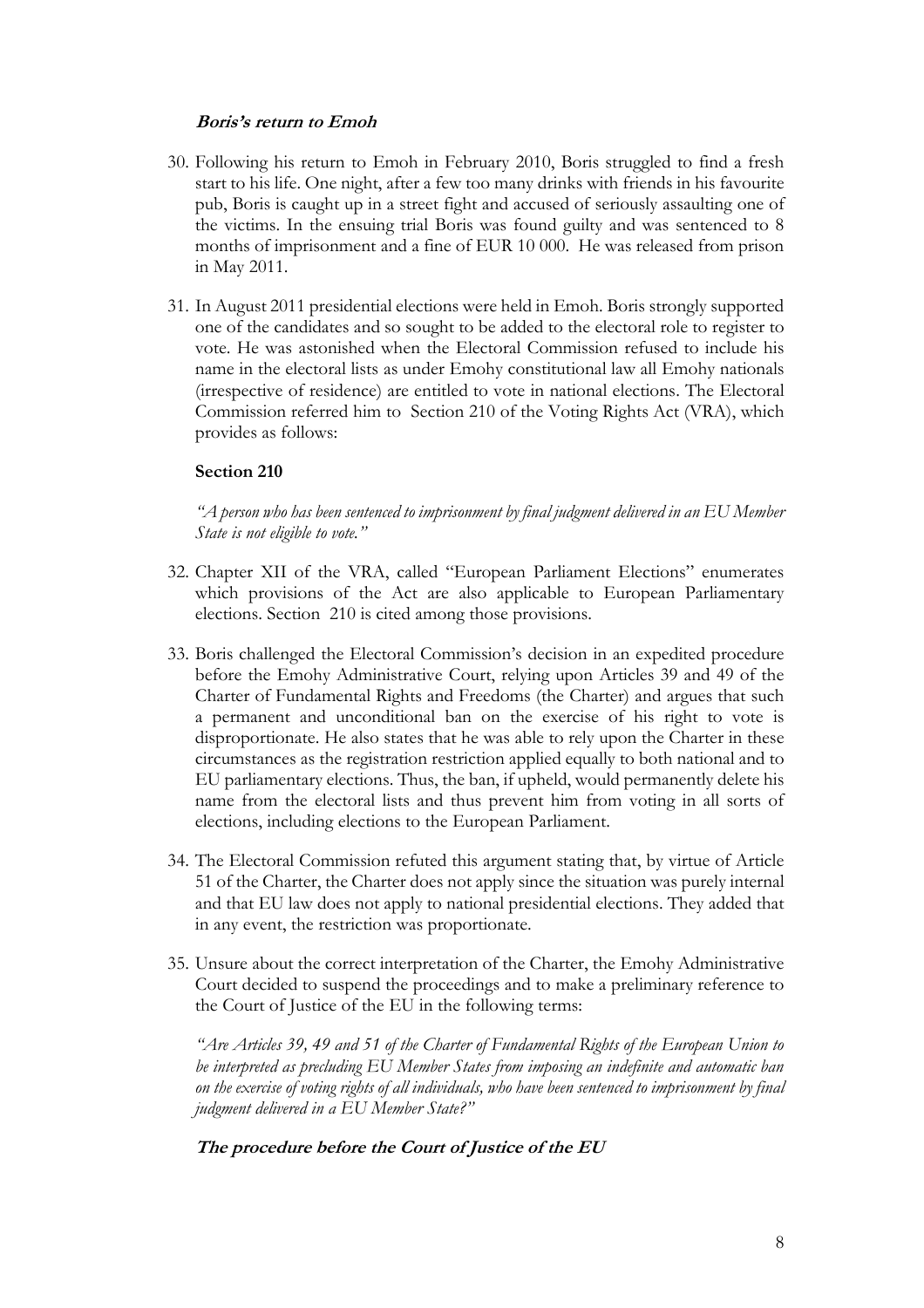***Boris's return to Emoh***

30. Following his return to Emoh in February 2010, Boris struggled to find a fresh start to his life. One night, after a few too many drinks with friends in his favourite pub, Boris is caught up in a street fight and accused of seriously assaulting one of the victims. In the ensuing trial Boris was found guilty and was sentenced to 8 months of imprisonment and a fine of EUR 10 000. He was released from prison in May 2011.

31. In August 2011 presidential elections were held in Emoh. Boris strongly supported one of the candidates and so sought to be added to the electoral role to register to vote. He was astonished when the Electoral Commission refused to include his name in the electoral lists as under Emohy constitutional law all Emohy nationals (irrespective of residence) are entitled to vote in national elections. The Electoral Commission referred him to Section 210 of the Voting Rights Act (VRA), which provides as follows:

**Section 210**

*"A person who has been sentenced to imprisonment by final judgment delivered in an EU Member State is not eligible to vote."*

32. Chapter XII of the VRA, called "European Parliament Elections" enumerates which provisions of the Act are also applicable to European Parliamentary elections. Section 210 is cited among those provisions.

33. Boris challenged the Electoral Commission's decision in an expedited procedure before the Emohy Administrative Court, relying upon Articles 39 and 49 of the Charter of Fundamental Rights and Freedoms (the Charter) and argues that such a permanent and unconditional ban on the exercise of his right to vote is disproportionate. He also states that he was able to rely upon the Charter in these circumstances as the registration restriction applied equally to both national and to EU parliamentary elections. Thus, the ban, if upheld, would permanently delete his name from the electoral lists and thus prevent him from voting in all sorts of elections, including elections to the European Parliament.

34. The Electoral Commission refuted this argument stating that, by virtue of Article 51 of the Charter, the Charter does not apply since the situation was purely internal and that EU law does not apply to national presidential elections. They added that in any event, the restriction was proportionate.

35. Unsure about the correct interpretation of the Charter, the Emohy Administrative Court decided to suspend the proceedings and to make a preliminary reference to the Court of Justice of the EU in the following terms:

*"Are Articles 39, 49 and 51 of the Charter of Fundamental Rights of the European Union to be interpreted as precluding EU Member States from imposing an indefinite and automatic ban on the exercise of voting rights of all individuals, who have been sentenced to imprisonment by final judgment delivered in a EU Member State?"*

***The procedure before the Court of Justice of the EU***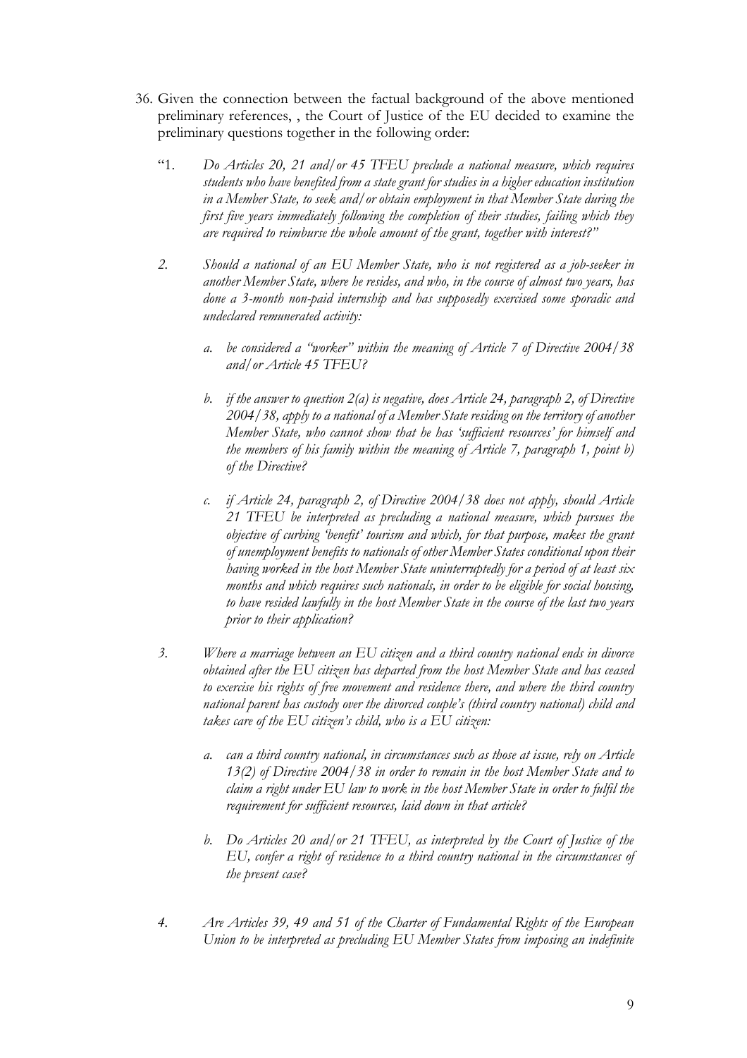36. Given the connection between the factual background of the above mentioned preliminary references, , the Court of Justice of the EU decided to examine the preliminary questions together in the following order:

   "1. *Do Articles 20, 21 and/or 45 TFEU preclude a national measure, which requires students who have benefited from a state grant for studies in a higher education institution in a Member State, to seek and/or obtain employment in that Member State during the first five years immediately following the completion of their studies, failing which they are required to reimburse the whole amount of the grant, together with interest?"*

   *2. Should a national of an EU Member State, who is not registered as a job-seeker in another Member State, where he resides, and who, in the course of almost two years, has done a 3-month non-paid internship and has supposedly exercised some sporadic and undeclared remunerated activity:*

      *a. be considered a "worker" within the meaning of Article 7 of Directive 2004/38 and/or Article 45 TFEU?*

      *b. if the answer to question 2(a) is negative, does Article 24, paragraph 2, of Directive 2004/38, apply to a national of a Member State residing on the territory of another Member State, who cannot show that he has 'sufficient resources' for himself and the members of his family within the meaning of Article 7, paragraph 1, point b) of the Directive?*

      *c. if Article 24, paragraph 2, of Directive 2004/38 does not apply, should Article 21 TFEU be interpreted as precluding a national measure, which pursues the objective of curbing 'benefit' tourism and which, for that purpose, makes the grant of unemployment benefits to nationals of other Member States conditional upon their having worked in the host Member State uninterruptedly for a period of at least six months and which requires such nationals, in order to be eligible for social housing, to have resided lawfully in the host Member State in the course of the last two years prior to their application?*

   *3. Where a marriage between an EU citizen and a third country national ends in divorce obtained after the EU citizen has departed from the host Member State and has ceased to exercise his rights of free movement and residence there, and where the third country national parent has custody over the divorced couple's (third country national) child and takes care of the EU citizen's child, who is a EU citizen:*

      *a. can a third country national, in circumstances such as those at issue, rely on Article 13(2) of Directive 2004/38 in order to remain in the host Member State and to claim a right under EU law to work in the host Member State in order to fulfil the requirement for sufficient resources, laid down in that article?*

      *b. Do Articles 20 and/or 21 TFEU, as interpreted by the Court of Justice of the EU, confer a right of residence to a third country national in the circumstances of the present case?*

   *4. Are Articles 39, 49 and 51 of the Charter of Fundamental Rights of the European Union to be interpreted as precluding EU Member States from imposing an indefinite*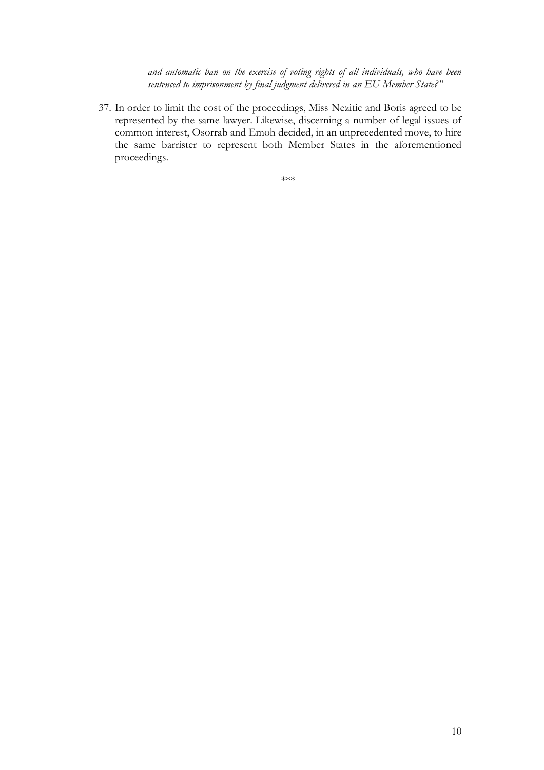*and automatic ban on the exercise of voting rights of all individuals, who have been sentenced to imprisonment by final judgment delivered in an EU Member State?"*

37. In order to limit the cost of the proceedings, Miss Nezitic and Boris agreed to be represented by the same lawyer. Likewise, discerning a number of legal issues of common interest, Osorrab and Emoh decided, in an unprecedented move, to hire the same barrister to represent both Member States in the aforementioned proceedings.

***